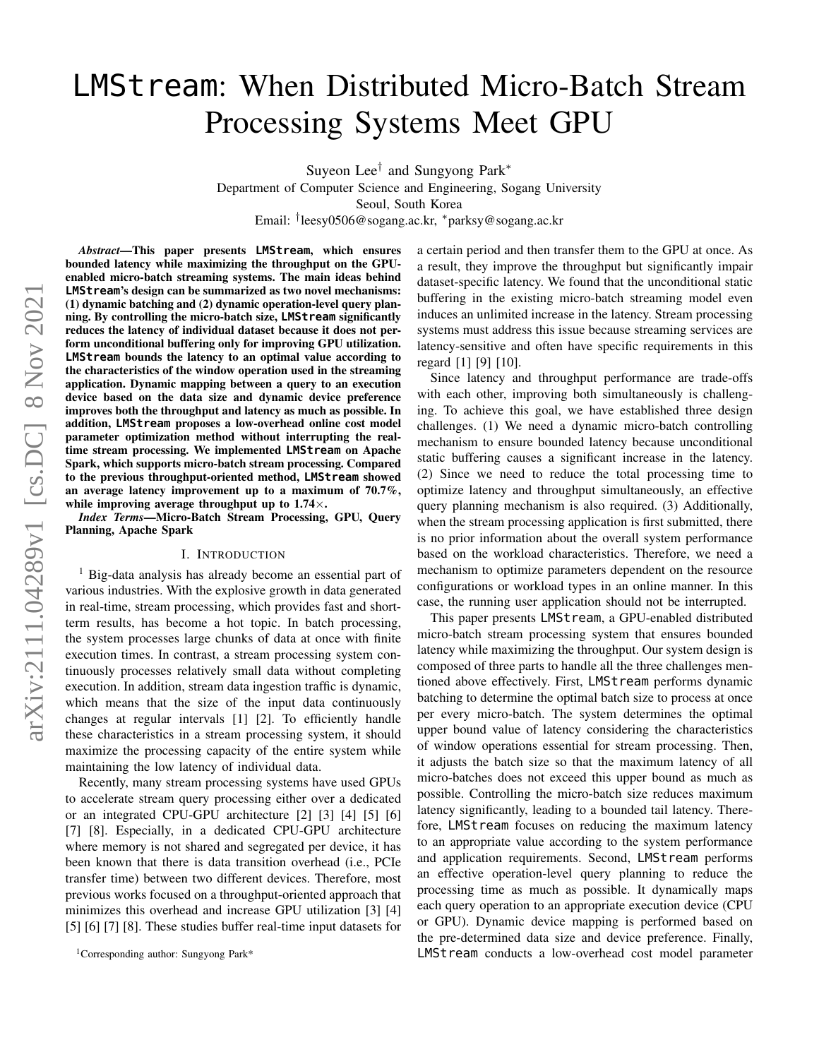# LMStream: When Distributed Micro-Batch Stream Processing Systems Meet GPU

Suyeon Lee[†] and Sungyong Park[*]
Department of Computer Science and Engineering, Sogang University
Seoul, South Korea
Email: [†]leesy0506@sogang.ac.kr, [*]parksy@sogang.ac.kr

***Abstract*—This paper presents LMStream, which ensures bounded latency while maximizing the throughput on the GPU-enabled micro-batch streaming systems. The main ideas behind LMStream's design can be summarized as two novel mechanisms: (1) dynamic batching and (2) dynamic operation-level query planning. By controlling the micro-batch size, LMStream significantly reduces the latency of individual dataset because it does not perform unconditional buffering only for improving GPU utilization. LMStream bounds the latency to an optimal value according to the characteristics of the window operation used in the streaming application. Dynamic mapping between a query to an execution device based on the data size and dynamic device preference improves both the throughput and latency as much as possible. In addition, LMStream proposes a low-overhead online cost model parameter optimization method without interrupting the real-time stream processing. We implemented LMStream on Apache Spark, which supports micro-batch stream processing. Compared to the previous throughput-oriented method, LMStream showed an average latency improvement up to a maximum of 70.7%, while improving average throughput up to 1.74×.**

***Index Terms*—Micro-Batch Stream Processing, GPU, Query Planning, Apache Spark**

## I. Introduction

[1] Big-data analysis has already become an essential part of various industries. With the explosive growth in data generated in real-time, stream processing, which provides fast and short-term results, has become a hot topic. In batch processing, the system processes large chunks of data at once with finite execution times. In contrast, a stream processing system continuously processes relatively small data without completing execution. In addition, stream data ingestion traffic is dynamic, which means that the size of the input data continuously changes at regular intervals [1] [2]. To efficiently handle these characteristics in a stream processing system, it should maximize the processing capacity of the entire system while maintaining the low latency of individual data.

Recently, many stream processing systems have used GPUs to accelerate stream query processing either over a dedicated or an integrated CPU-GPU architecture [2] [3] [4] [5] [6] [7] [8]. Especially, in a dedicated CPU-GPU architecture where memory is not shared and segregated per device, it has been known that there is data transition overhead (i.e., PCIe transfer time) between two different devices. Therefore, most previous works focused on a throughput-oriented approach that minimizes this overhead and increase GPU utilization [3] [4] [5] [6] [7] [8]. These studies buffer real-time input datasets for a certain period and then transfer them to the GPU at once. As a result, they improve the throughput but significantly impair dataset-specific latency. We found that the unconditional static buffering in the existing micro-batch streaming model even induces an unlimited increase in the latency. Stream processing systems must address this issue because streaming services are latency-sensitive and often have specific requirements in this regard [1] [9] [10].

Since latency and throughput performance are trade-offs with each other, improving both simultaneously is challenging. To achieve this goal, we have established three design challenges. (1) We need a dynamic micro-batch controlling mechanism to ensure bounded latency because unconditional static buffering causes a significant increase in the latency. (2) Since we need to reduce the total processing time to optimize latency and throughput simultaneously, an effective query planning mechanism is also required. (3) Additionally, when the stream processing application is first submitted, there is no prior information about the overall system performance based on the workload characteristics. Therefore, we need a mechanism to optimize parameters dependent on the resource configurations or workload types in an online manner. In this case, the running user application should not be interrupted.

This paper presents LMStream, a GPU-enabled distributed micro-batch stream processing system that ensures bounded latency while maximizing the throughput. Our system design is composed of three parts to handle all the three challenges mentioned above effectively. First, LMStream performs dynamic batching to determine the optimal batch size to process at once per every micro-batch. The system determines the optimal upper bound value of latency considering the characteristics of window operations essential for stream processing. Then, it adjusts the batch size so that the maximum latency of all micro-batches does not exceed this upper bound as much as possible. Controlling the micro-batch size reduces maximum latency significantly, leading to a bounded tail latency. Therefore, LMStream focuses on reducing the maximum latency to an appropriate value according to the system performance and application requirements. Second, LMStream performs an effective operation-level query planning to reduce the processing time as much as possible. It dynamically maps each query operation to an appropriate execution device (CPU or GPU). Dynamic device mapping is performed based on the pre-determined data size and device preference. Finally, LMStream conducts a low-overhead cost model parameter

[1]Corresponding author: Sungyong Park*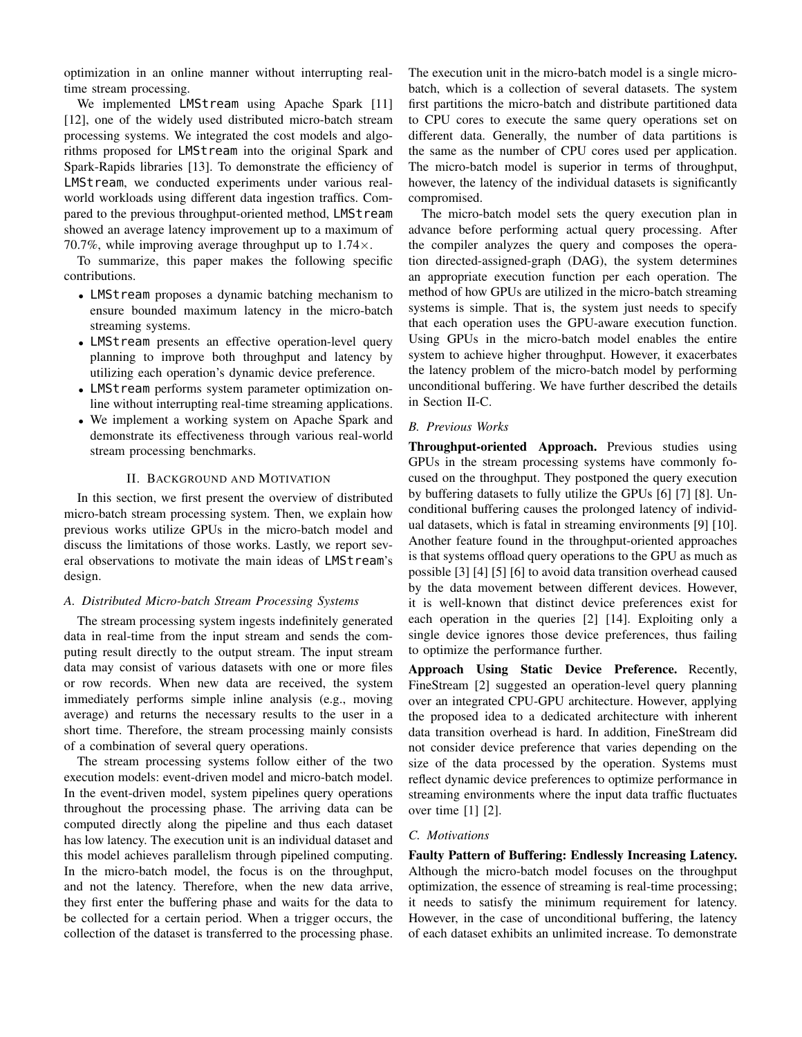optimization in an online manner without interrupting real-time stream processing.

We implemented LMStream using Apache Spark [11] [12], one of the widely used distributed micro-batch stream processing systems. We integrated the cost models and algorithms proposed for LMStream into the original Spark and Spark-Rapids libraries [13]. To demonstrate the efficiency of LMStream, we conducted experiments under various real-world workloads using different data ingestion traffics. Compared to the previous throughput-oriented method, LMStream showed an average latency improvement up to a maximum of 70.7%, while improving average throughput up to 1.74×.

To summarize, this paper makes the following specific contributions.

- LMStream proposes a dynamic batching mechanism to ensure bounded maximum latency in the micro-batch streaming systems.
- LMStream presents an effective operation-level query planning to improve both throughput and latency by utilizing each operation's dynamic device preference.
- LMStream performs system parameter optimization online without interrupting real-time streaming applications.
- We implement a working system on Apache Spark and demonstrate its effectiveness through various real-world stream processing benchmarks.

## II. Background and Motivation

In this section, we first present the overview of distributed micro-batch stream processing system. Then, we explain how previous works utilize GPUs in the micro-batch model and discuss the limitations of those works. Lastly, we report several observations to motivate the main ideas of LMStream's design.

### A. Distributed Micro-batch Stream Processing Systems

The stream processing system ingests indefinitely generated data in real-time from the input stream and sends the computing result directly to the output stream. The input stream data may consist of various datasets with one or more files or row records. When new data are received, the system immediately performs simple inline analysis (e.g., moving average) and returns the necessary results to the user in a short time. Therefore, the stream processing mainly consists of a combination of several query operations.

The stream processing systems follow either of the two execution models: event-driven model and micro-batch model. In the event-driven model, system pipelines query operations throughout the processing phase. The arriving data can be computed directly along the pipeline and thus each dataset has low latency. The execution unit is an individual dataset and this model achieves parallelism through pipelined computing. In the micro-batch model, the focus is on the throughput, and not the latency. Therefore, when the new data arrive, they first enter the buffering phase and waits for the data to be collected for a certain period. When a trigger occurs, the collection of the dataset is transferred to the processing phase. The execution unit in the micro-batch model is a single micro-batch, which is a collection of several datasets. The system first partitions the micro-batch and distribute partitioned data to CPU cores to execute the same query operations set on different data. Generally, the number of data partitions is the same as the number of CPU cores used per application. The micro-batch model is superior in terms of throughput, however, the latency of the individual datasets is significantly compromised.

The micro-batch model sets the query execution plan in advance before performing actual query processing. After the compiler analyzes the query and composes the operation directed-assigned-graph (DAG), the system determines an appropriate execution function per each operation. The method of how GPUs are utilized in the micro-batch streaming systems is simple. That is, the system just needs to specify that each operation uses the GPU-aware execution function. Using GPUs in the micro-batch model enables the entire system to achieve higher throughput. However, it exacerbates the latency problem of the micro-batch model by performing unconditional buffering. We have further described the details in Section II-C.

### B. Previous Works

**Throughput-oriented Approach.** Previous studies using GPUs in the stream processing systems have commonly focused on the throughput. They postponed the query execution by buffering datasets to fully utilize the GPUs [6] [7] [8]. Unconditional buffering causes the prolonged latency of individual datasets, which is fatal in streaming environments [9] [10]. Another feature found in the throughput-oriented approaches is that systems offload query operations to the GPU as much as possible [3] [4] [5] [6] to avoid data transition overhead caused by the data movement between different devices. However, it is well-known that distinct device preferences exist for each operation in the queries [2] [14]. Exploiting only a single device ignores those device preferences, thus failing to optimize the performance further.

**Approach Using Static Device Preference.** Recently, FineStream [2] suggested an operation-level query planning over an integrated CPU-GPU architecture. However, applying the proposed idea to a dedicated architecture with inherent data transition overhead is hard. In addition, FineStream did not consider device preference that varies depending on the size of the data processed by the operation. Systems must reflect dynamic device preferences to optimize performance in streaming environments where the input data traffic fluctuates over time [1] [2].

### C. Motivations

**Faulty Pattern of Buffering: Endlessly Increasing Latency.** Although the micro-batch model focuses on the throughput optimization, the essence of streaming is real-time processing; it needs to satisfy the minimum requirement for latency. However, in the case of unconditional buffering, the latency of each dataset exhibits an unlimited increase. To demonstrate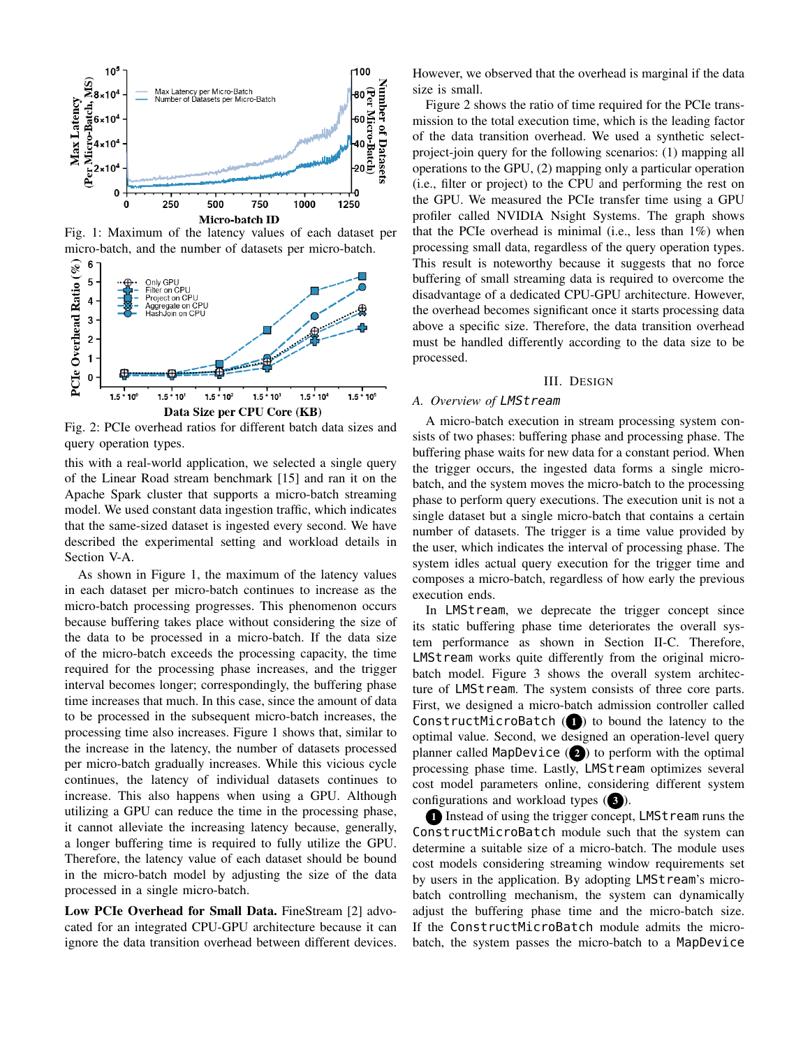Fig. 1: Maximum of the latency values of each dataset per micro-batch, and the number of datasets per micro-batch.

Fig. 2: PCIe overhead ratios for different batch data sizes and query operation types.

this with a real-world application, we selected a single query of the Linear Road stream benchmark [15] and ran it on the Apache Spark cluster that supports a micro-batch streaming model. We used constant data ingestion traffic, which indicates that the same-sized dataset is ingested every second. We have described the experimental setting and workload details in Section V-A.

As shown in Figure 1, the maximum of the latency values in each dataset per micro-batch continues to increase as the micro-batch processing progresses. This phenomenon occurs because buffering takes place without considering the size of the data to be processed in a micro-batch. If the data size of the micro-batch exceeds the processing capacity, the time required for the processing phase increases, and the trigger interval becomes longer; correspondingly, the buffering phase time increases that much. In this case, since the amount of data to be processed in the subsequent micro-batch increases, the processing time also increases. Figure 1 shows that, similar to the increase in the latency, the number of datasets processed per micro-batch gradually increases. While this vicious cycle continues, the latency of individual datasets continues to increase. This also happens when using a GPU. Although utilizing a GPU can reduce the time in the processing phase, it cannot alleviate the increasing latency because, generally, a longer buffering time is required to fully utilize the GPU. Therefore, the latency value of each dataset should be bound in the micro-batch model by adjusting the size of the data processed in a single micro-batch.

**Low PCIe Overhead for Small Data.** FineStream [2] advocated for an integrated CPU-GPU architecture because it can ignore the data transition overhead between different devices. However, we observed that the overhead is marginal if the data size is small.

Figure 2 shows the ratio of time required for the PCIe transmission to the total execution time, which is the leading factor of the data transition overhead. We used a synthetic select-project-join query for the following scenarios: (1) mapping all operations to the GPU, (2) mapping only a particular operation (i.e., filter or project) to the CPU and performing the rest on the GPU. We measured the PCIe transfer time using a GPU profiler called NVIDIA Nsight Systems. The graph shows that the PCIe overhead is minimal (i.e., less than 1%) when processing small data, regardless of the query operation types. This result is noteworthy because it suggests that no force buffering of small streaming data is required to overcome the disadvantage of a dedicated CPU-GPU architecture. However, the overhead becomes significant once it starts processing data above a specific size. Therefore, the data transition overhead must be handled differently according to the data size to be processed.

# III. Design

## A. Overview of LMStream

A micro-batch execution in stream processing system consists of two phases: buffering phase and processing phase. The buffering phase waits for new data for a constant period. When the trigger occurs, the ingested data forms a single micro-batch, and the system moves the micro-batch to the processing phase to perform query executions. The execution unit is not a single dataset but a single micro-batch that contains a certain number of datasets. The trigger is a time value provided by the user, which indicates the interval of processing phase. The system idles actual query execution for the trigger time and composes a micro-batch, regardless of how early the previous execution ends.

In LMStream, we deprecate the trigger concept since its static buffering phase time deteriorates the overall system performance as shown in Section II-C. Therefore, LMStream works quite differently from the original micro-batch model. Figure 3 shows the overall system architecture of LMStream. The system consists of three core parts. First, we designed a micro-batch admission controller called ConstructMicroBatch (❶) to bound the latency to the optimal value. Second, we designed an operation-level query planner called MapDevice (❷) to perform with the optimal processing phase time. Lastly, LMStream optimizes several cost model parameters online, considering different system configurations and workload types (❸).

❶ Instead of using the trigger concept, LMStream runs the ConstructMicroBatch module such that the system can determine a suitable size of a micro-batch. The module uses cost models considering streaming window requirements set by users in the application. By adopting LMStream's micro-batch controlling mechanism, the system can dynamically adjust the buffering phase time and the micro-batch size. If the ConstructMicroBatch module admits the micro-batch, the system passes the micro-batch to a MapDevice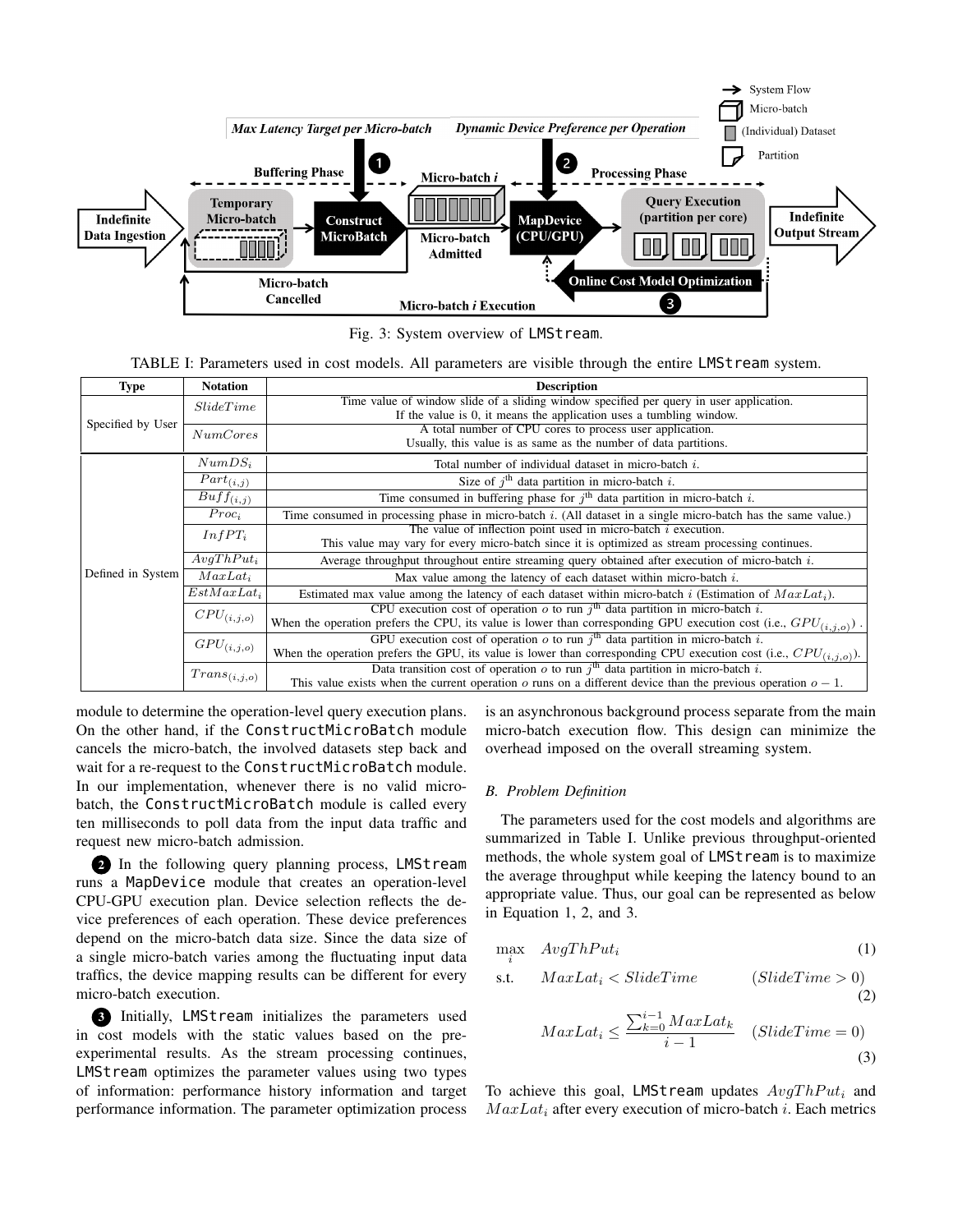Fig. 3: System overview of LMStream.

TABLE I: Parameters used in cost models. All parameters are visible through the entire LMStream system.

| Type | Notation | Description |
|---|---|---|
| Specified by User | $SlideTime$ | Time value of window slide of a sliding window specified per query in user application. If the value is 0, it means the application uses a tumbling window. |
| | $NumCores$ | A total number of CPU cores to process user application. Usually, this value is as same as the number of data partitions. |
| Defined in System | $NumDS_i$ | Total number of individual dataset in micro-batch $i$. |
| | $Part_{(i,j)}$ | Size of $j^{\text{th}}$ data partition in micro-batch $i$. |
| | $Buff_{(i,j)}$ | Time consumed in buffering phase for $j^{\text{th}}$ data partition in micro-batch $i$. |
| | $Proc_i$ | Time consumed in processing phase in micro-batch $i$. (All dataset in a single micro-batch has the same value.) |
| | $InfPT_i$ | The value of inflection point used in micro-batch $i$ execution. This value may vary for every micro-batch since it is optimized as stream processing continues. |
| | $AvgThPut_i$ | Average throughput throughout entire streaming query obtained after execution of micro-batch $i$. |
| | $MaxLat_i$ | Max value among the latency of each dataset within micro-batch $i$. |
| | $EstMaxLat_i$ | Estimated max value among the latency of each dataset within micro-batch $i$ (Estimation of $MaxLat_i$). |
| | $CPU_{(i,j,o)}$ | CPU execution cost of operation $o$ to run $j^{\text{th}}$ data partition in micro-batch $i$. When the operation prefers the CPU, its value is lower than corresponding GPU execution cost (i.e., $GPU_{(i,j,o)}$) . |
| | $GPU_{(i,j,o)}$ | GPU execution cost of operation $o$ to run $j^{\text{th}}$ data partition in micro-batch $i$. When the operation prefers the GPU, its value is lower than corresponding CPU execution cost (i.e., $CPU_{(i,j,o)}$). |
| | $Trans_{(i,j,o)}$ | Data transition cost of operation $o$ to run $j^{\text{th}}$ data partition in micro-batch $i$. This value exists when the current operation $o$ runs on a different device than the previous operation $o-1$. |

module to determine the operation-level query execution plans. On the other hand, if the ConstructMicroBatch module cancels the micro-batch, the involved datasets step back and wait for a re-request to the ConstructMicroBatch module. In our implementation, whenever there is no valid micro-batch, the ConstructMicroBatch module is called every ten milliseconds to poll data from the input data traffic and request new micro-batch admission.

**2** In the following query planning process, LMStream runs a MapDevice module that creates an operation-level CPU-GPU execution plan. Device selection reflects the device preferences of each operation. These device preferences depend on the micro-batch data size. Since the data size of a single micro-batch varies among the fluctuating input data traffics, the device mapping results can be different for every micro-batch execution.

**3** Initially, LMStream initializes the parameters used in cost models with the static values based on the pre-experimental results. As the stream processing continues, LMStream optimizes the parameter values using two types of information: performance history information and target performance information. The parameter optimization process is an asynchronous background process separate from the main micro-batch execution flow. This design can minimize the overhead imposed on the overall streaming system.

### B. Problem Definition

The parameters used for the cost models and algorithms are summarized in Table I. Unlike previous throughput-oriented methods, the whole system goal of LMStream is to maximize the average throughput while keeping the latency bound to an appropriate value. Thus, our goal can be represented as below in Equation 1, 2, and 3.

$$\max_{i} \quad AvgThPut_i \tag{1}$$

$$\text{s.t.} \quad MaxLat_i < SlideTime \qquad (SlideTime > 0) \tag{2}$$

$$MaxLat_i \leq \frac{\sum_{k=0}^{i-1} MaxLat_k}{i-1} \quad (SlideTime = 0) \tag{3}$$

To achieve this goal, LMStream updates $AvgThPut_i$ and $MaxLat_i$ after every execution of micro-batch $i$. Each metrics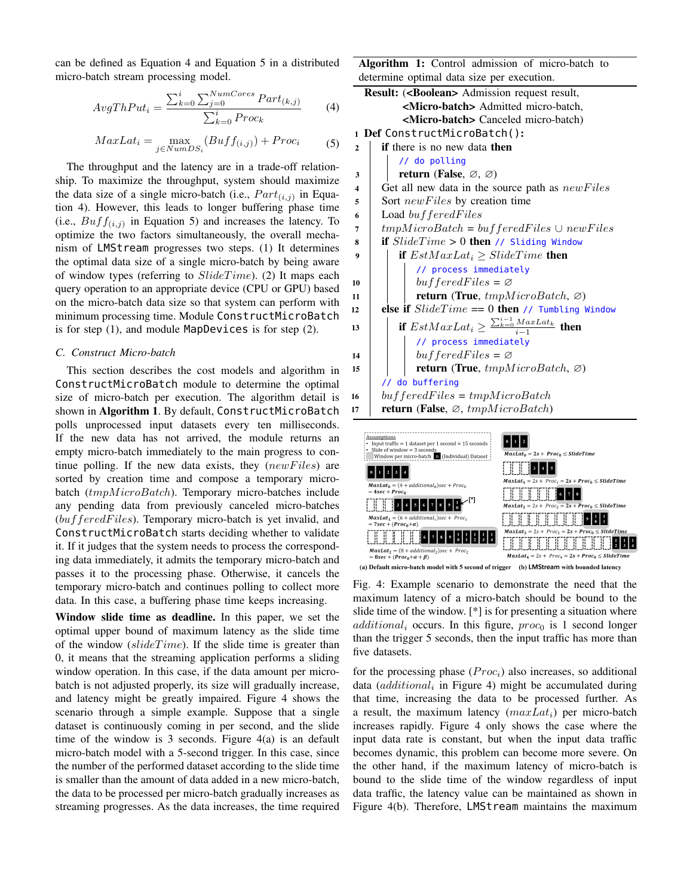can be defined as Equation 4 and Equation 5 in a distributed micro-batch stream processing model.

$$AvgThPut_i = \frac{\sum_{k=0}^{i}\sum_{j=0}^{NumCores} Part_{(k,j)}}{\sum_{k=0}^{i} Proc_k} \quad (4)$$

$$MaxLat_i = \max_{j \in NumDS_i}(Buff_{(i,j)}) + Proc_i \quad (5)$$

The throughput and the latency are in a trade-off relationship. To maximize the throughput, system should maximize the data size of a single micro-batch (i.e., $Part_{(i,j)}$ in Equation 4). However, this leads to longer buffering phase time (i.e., $Buff_{(i,j)}$ in Equation 5) and increases the latency. To optimize the two factors simultaneously, the overall mechanism of `LMStream` progresses two steps. (1) It determines the optimal data size of a single micro-batch by being aware of window types (referring to $SlideTime$). (2) It maps each query operation to an appropriate device (CPU or GPU) based on the micro-batch data size so that system can perform with minimum processing time. Module `ConstructMicroBatch` is for step (1), and module `MapDevices` is for step (2).

### C. Construct Micro-batch

This section describes the cost models and algorithm in `ConstructMicroBatch` module to determine the optimal size of micro-batch per execution. The algorithm detail is shown in **Algorithm 1**. By default, `ConstructMicroBatch` polls unprocessed input datasets every ten milliseconds. If the new data has not arrived, the module returns an empty micro-batch immediately to the main progress to continue polling. If the new data exists, they ($newFiles$) are sorted by creation time and compose a temporary micro-batch ($tmpMicroBatch$). Temporary micro-batches include any pending data from previously canceled micro-batches ($bufferedFiles$). Temporary micro-batch is yet invalid, and `ConstructMicroBatch` starts deciding whether to validate it. If it judges that the system needs to process the corresponding data immediately, it admits the temporary micro-batch and passes it to the processing phase. Otherwise, it cancels the temporary micro-batch and continues polling to collect more data. In this case, a buffering phase time keeps increasing.

**Window slide time as deadline.** In this paper, we set the optimal upper bound of maximum latency as the slide time of the window ($slideTime$). If the slide time is greater than 0, it means that the streaming application performs a sliding window operation. In this case, if the data amount per micro-batch is not adjusted properly, its size will gradually increase, and latency might be greatly impaired. Figure 4 shows the scenario through a simple example. Suppose that a single dataset is continuously coming in per second, and the slide time of the window is 3 seconds. Figure 4(a) is an default micro-batch model with a 5-second trigger. In this case, since the number of the performed dataset according to the slide time is smaller than the amount of data added in a new micro-batch, the data to be processed per micro-batch gradually increases as streaming progresses. As the data increases, the time required for the processing phase ($Proc_i$) also increases, so additional data ($additional_i$ in Figure 4) might be accumulated during that time, increasing the data to be processed further. As a result, the maximum latency ($maxLat_i$) per micro-batch increases rapidly. Figure 4 only shows the case where the input data rate is constant, but when the input data traffic becomes dynamic, this problem can become more severe. On the other hand, if the maximum latency of micro-batch is bound to the slide time of the window regardless of input data traffic, the latency value can be maintained as shown in Figure 4(b). Therefore, `LMStream` maintains the maximum

**Algorithm 1:** Control admission of micro-batch to determine optimal data size per execution.

```
Result: (<Boolean> Admission request result,
         <Micro-batch> Admitted micro-batch,
         <Micro-batch> Canceled micro-batch)
1  Def ConstructMicroBatch():
2      if there is no new data then
           // do polling
3          return (False, ∅, ∅)
4      Get all new data in the source path as newFiles
5      Sort newFiles by creation time
6      Load bufferedFiles
7      tmpMicroBatch = bufferedFiles ∪ newFiles
8      if SlideTime > 0 then // Sliding Window
9          if EstMaxLat_i ≥ SlideTime then
               // process immediately
10             bufferedFiles = ∅
11             return (True, tmpMicroBatch, ∅)
12     else if SlideTime == 0 then // Tumbling Window
13         if EstMaxLat_i ≥ (Σ_{k=0}^{i-1} MaxLat_k)/(i-1) then
               // process immediately
14             bufferedFiles = ∅
15             return (True, tmpMicroBatch, ∅)
       // do buffering
16     bufferedFiles = tmpMicroBatch
17     return (False, ∅, tmpMicroBatch)
```

Assumptions
- Input traffic = 1 dataset per 1 second × 15 seconds
- Slide of window = 3 seconds
- Window per micro-batch, (Individual) Dataset

(a) Default micro-batch model with 5 second of trigger: $MaxLat_0 = (4 + additional_0)sec + Proc_0 = 4sec + Proc_0$; $MaxLat_1 = (6 + additional_1)sec + Proc_1 = 7sec + (Proc_0 + \alpha)$ [*]; $MaxLat_2 = (8 + additional_2)sec + Proc_2 = 8sec + (Proc_0 + \alpha + \beta)$

(b) LMStream with bounded latency: $MaxLat_0 = 2s + Proc_0 \le SlideTime$; $MaxLat_1 = 2s + Proc_1 = 2s + Proc_0 \le SlideTime$; $MaxLat_2 = 2s + Proc_2 = 2s + Proc_0 \le SlideTime$; $MaxLat_3 = 2s + Proc_3 = 2s + Proc_0 \le SlideTime$; $MaxLat_4 = 2s + Proc_4 = 2s + Proc_0 \le SlideTime$

Fig. 4: Example scenario to demonstrate the need that the maximum latency of a micro-batch should be bound to the slide time of the window. [*] is for presenting a situation where $additional_i$ occurs. In this figure, $proc_0$ is 1 second longer than the trigger 5 seconds, then the input traffic has more than five datasets.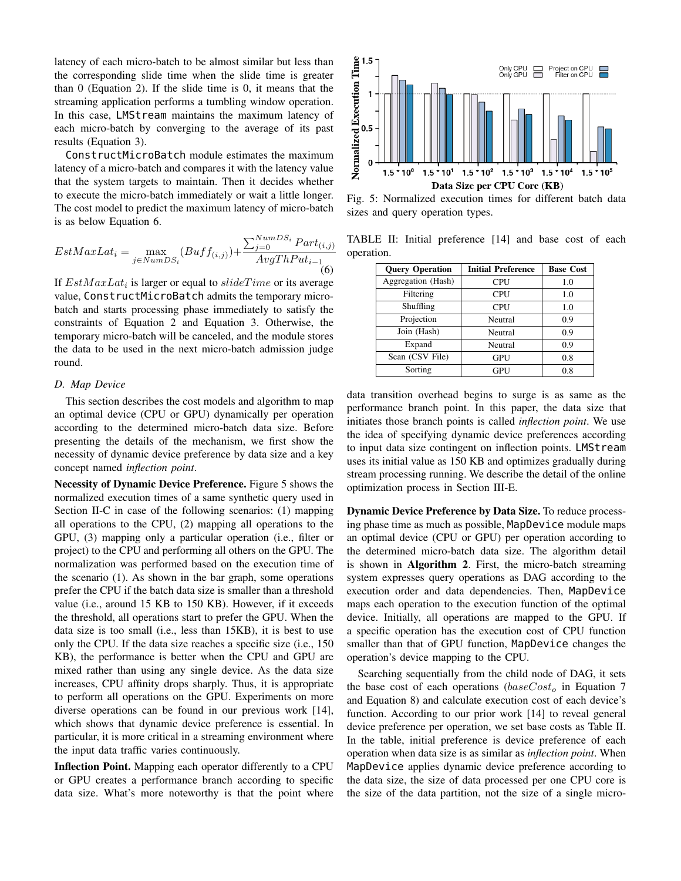latency of each micro-batch to be almost similar but less than the corresponding slide time when the slide time is greater than 0 (Equation 2). If the slide time is 0, it means that the streaming application performs a tumbling window operation. In this case, LMStream maintains the maximum latency of each micro-batch by converging to the average of its past results (Equation 3).

ConstructMicroBatch module estimates the maximum latency of a micro-batch and compares it with the latency value that the system targets to maintain. Then it decides whether to execute the micro-batch immediately or wait a little longer. The cost model to predict the maximum latency of micro-batch is as below Equation 6.

$$EstMaxLat_i = \max_{j \in NumDS_i}(Buff_{(i,j)}) + \frac{\sum_{j=0}^{NumDS_i} Part_{(i,j)}}{AvgThPut_{i-1}} \tag{6}$$

If $EstMaxLat_i$ is larger or equal to $slideTime$ or its average value, ConstructMicroBatch admits the temporary micro-batch and starts processing phase immediately to satisfy the constraints of Equation 2 and Equation 3. Otherwise, the temporary micro-batch will be canceled, and the module stores the data to be used in the next micro-batch admission judge round.

### D. Map Device

This section describes the cost models and algorithm to map an optimal device (CPU or GPU) dynamically per operation according to the determined micro-batch data size. Before presenting the details of the mechanism, we first show the necessity of dynamic device preference by data size and a key concept named *inflection point*.

**Necessity of Dynamic Device Preference.** Figure 5 shows the normalized execution times of a same synthetic query used in Section II-C in case of the following scenarios: (1) mapping all operations to the CPU, (2) mapping all operations to the GPU, (3) mapping only a particular operation (i.e., filter or project) to the CPU and performing all others on the GPU. The normalization was performed based on the execution time of the scenario (1). As shown in the bar graph, some operations prefer the CPU if the batch data size is smaller than a threshold value (i.e., around 15 KB to 150 KB). However, if it exceeds the threshold, all operations start to prefer the GPU. When the data size is too small (i.e., less than 15KB), it is best to use only the CPU. If the data size reaches a specific size (i.e., 150 KB), the performance is better when the CPU and GPU are mixed rather than using any single device. As the data size increases, CPU affinity drops sharply. Thus, it is appropriate to perform all operations on the GPU. Experiments on more diverse operations can be found in our previous work [14], which shows that dynamic device preference is essential. In particular, it is more critical in a streaming environment where the input data traffic varies continuously.

**Inflection Point.** Mapping each operator differently to a CPU or GPU creates a performance branch according to specific data size. What's more noteworthy is that the point where data transition overhead begins to surge is as same as the performance branch point. In this paper, the data size that initiates those branch points is called *inflection point*. We use the idea of specifying dynamic device preferences according to input data size contingent on inflection points. LMStream uses its initial value as 150 KB and optimizes gradually during stream processing running. We describe the detail of the online optimization process in Section III-E.

Fig. 5: Normalized execution times for different batch data sizes and query operation types.

TABLE II: Initial preference [14] and base cost of each operation.

| Query Operation | Initial Preference | Base Cost |
|---|---|---|
| Aggregation (Hash) | CPU | 1.0 |
| Filtering | CPU | 1.0 |
| Shuffling | CPU | 1.0 |
| Projection | Neutral | 0.9 |
| Join (Hash) | Neutral | 0.9 |
| Expand | Neutral | 0.9 |
| Scan (CSV File) | GPU | 0.8 |
| Sorting | GPU | 0.8 |

**Dynamic Device Preference by Data Size.** To reduce processing phase time as much as possible, MapDevice module maps an optimal device (CPU or GPU) per operation according to the determined micro-batch data size. The algorithm detail is shown in **Algorithm 2**. First, the micro-batch streaming system expresses query operations as DAG according to the execution order and data dependencies. Then, MapDevice maps each operation to the execution function of the optimal device. Initially, all operations are mapped to the GPU. If a specific operation has the execution cost of CPU function smaller than that of GPU function, MapDevice changes the operation's device mapping to the CPU.

Searching sequentially from the child node of DAG, it sets the base cost of each operations ($baseCost_o$ in Equation 7 and Equation 8) and calculate execution cost of each device's function. According to our prior work [14] to reveal general device preference per operation, we set base costs as Table II. In the table, initial preference is device preference of each operation when data size is as similar as *inflection point*. When MapDevice applies dynamic device preference according to the data size, the size of data processed per one CPU core is the size of the data partition, not the size of a single micro-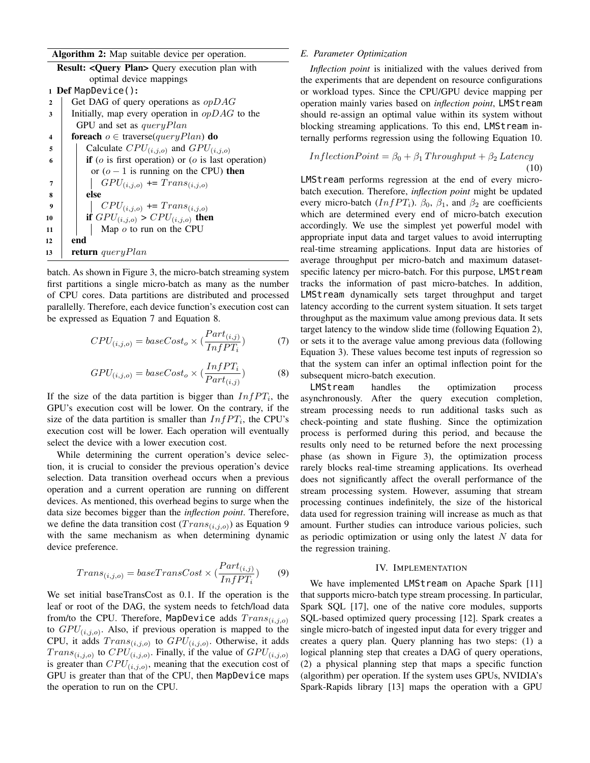**Algorithm 2:** Map suitable device per operation.

```
Result: <Query Plan> Query execution plan with
        optimal device mappings
1  Def MapDevice():
2      Get DAG of query operations as opDAG
3      Initially, map every operation in opDAG to the
       GPU and set as queryPlan
4      foreach o ∈ traverse(queryPlan) do
5          Calculate CPU_(i,j,o) and GPU_(i,j,o)
6          if (o is first operation) or (o is last operation)
            or (o − 1 is running on the CPU) then
7              GPU_(i,j,o) += Trans_(i,j,o)
8          else
9              CPU_(i,j,o) += Trans_(i,j,o)
10         if GPU_(i,j,o) > CPU_(i,j,o) then
11             Map o to run on the CPU
12     end
13     return queryPlan
```

batch. As shown in Figure 3, the micro-batch streaming system first partitions a single micro-batch as many as the number of CPU cores. Data partitions are distributed and processed parallelly. Therefore, each device function's execution cost can be expressed as Equation 7 and Equation 8.

$$CPU_{(i,j,o)} = baseCost_o \times (\frac{Part_{(i,j)}}{InfPT_i}) \tag{7}$$

$$GPU_{(i,j,o)} = baseCost_o \times (\frac{InfPT_i}{Part_{(i,j)}}) \tag{8}$$

If the size of the data partition is bigger than $InfPT_i$, the GPU's execution cost will be lower. On the contrary, if the size of the data partition is smaller than $InfPT_i$, the CPU's execution cost will be lower. Each operation will eventually select the device with a lower execution cost.

While determining the current operation's device selection, it is crucial to consider the previous operation's device selection. Data transition overhead occurs when a previous operation and a current operation are running on different devices. As mentioned, this overhead begins to surge when the data size becomes bigger than the *inflection point*. Therefore, we define the data transition cost ($Trans_{(i,j,o)}$) as Equation 9 with the same mechanism as when determining dynamic device preference.

$$Trans_{(i,j,o)} = baseTransCost \times (\frac{Part_{(i,j)}}{InfPT_i}) \tag{9}$$

We set initial baseTransCost as 0.1. If the operation is the leaf or root of the DAG, the system needs to fetch/load data from/to the CPU. Therefore, MapDevice adds $Trans_{(i,j,o)}$ to $GPU_{(i,j,o)}$. Also, if previous operation is mapped to the CPU, it adds $Trans_{(i,j,o)}$ to $GPU_{(i,j,o)}$. Otherwise, it adds $Trans_{(i,j,o)}$ to $CPU_{(i,j,o)}$. Finally, if the value of $GPU_{(i,j,o)}$ is greater than $CPU_{(i,j,o)}$, meaning that the execution cost of GPU is greater than that of the CPU, then MapDevice maps the operation to run on the CPU.

### *E. Parameter Optimization*

*Inflection point* is initialized with the values derived from the experiments that are dependent on resource configurations or workload types. Since the CPU/GPU device mapping per operation mainly varies based on *inflection point*, LMStream should re-assign an optimal value within its system without blocking streaming applications. To this end, LMStream internally performs regression using the following Equation 10.

$$InflectionPoint = \beta_0 + \beta_1\, Throughput + \beta_2\, Latency \tag{10}$$

LMStream performs regression at the end of every micro-batch execution. Therefore, *inflection point* might be updated every micro-batch ($InfPT_i$). $\beta_0$, $\beta_1$, and $\beta_2$ are coefficients which are determined every end of micro-batch execution accordingly. We use the simplest yet powerful model with appropriate input data and target values to avoid interrupting real-time streaming applications. Input data are histories of average throughput per micro-batch and maximum dataset-specific latency per micro-batch. For this purpose, LMStream tracks the information of past micro-batches. In addition, LMStream dynamically sets target throughput and target latency according to the current system situation. It sets target throughput as the maximum value among previous data. It sets target latency to the window slide time (following Equation 2), or sets it to the average value among previous data (following Equation 3). These values become test inputs of regression so that the system can infer an optimal inflection point for the subsequent micro-batch execution.

LMStream handles the optimization process asynchronously. After the query execution completion, stream processing needs to run additional tasks such as check-pointing and state flushing. Since the optimization process is performed during this period, and because the results only need to be returned before the next processing phase (as shown in Figure 3), the optimization process rarely blocks real-time streaming applications. Its overhead does not significantly affect the overall performance of the stream processing system. However, assuming that stream processing continues indefinitely, the size of the historical data used for regression training will increase as much as that amount. Further studies can introduce various policies, such as periodic optimization or using only the latest $N$ data for the regression training.

## IV. Implementation

We have implemented LMStream on Apache Spark [11] that supports micro-batch type stream processing. In particular, Spark SQL [17], one of the native core modules, supports SQL-based optimized query processing [12]. Spark creates a single micro-batch of ingested input data for every trigger and creates a query plan. Query planning has two steps: (1) a logical planning step that creates a DAG of query operations, (2) a physical planning step that maps a specific function (algorithm) per operation. If the system uses GPUs, NVIDIA's Spark-Rapids library [13] maps the operation with a GPU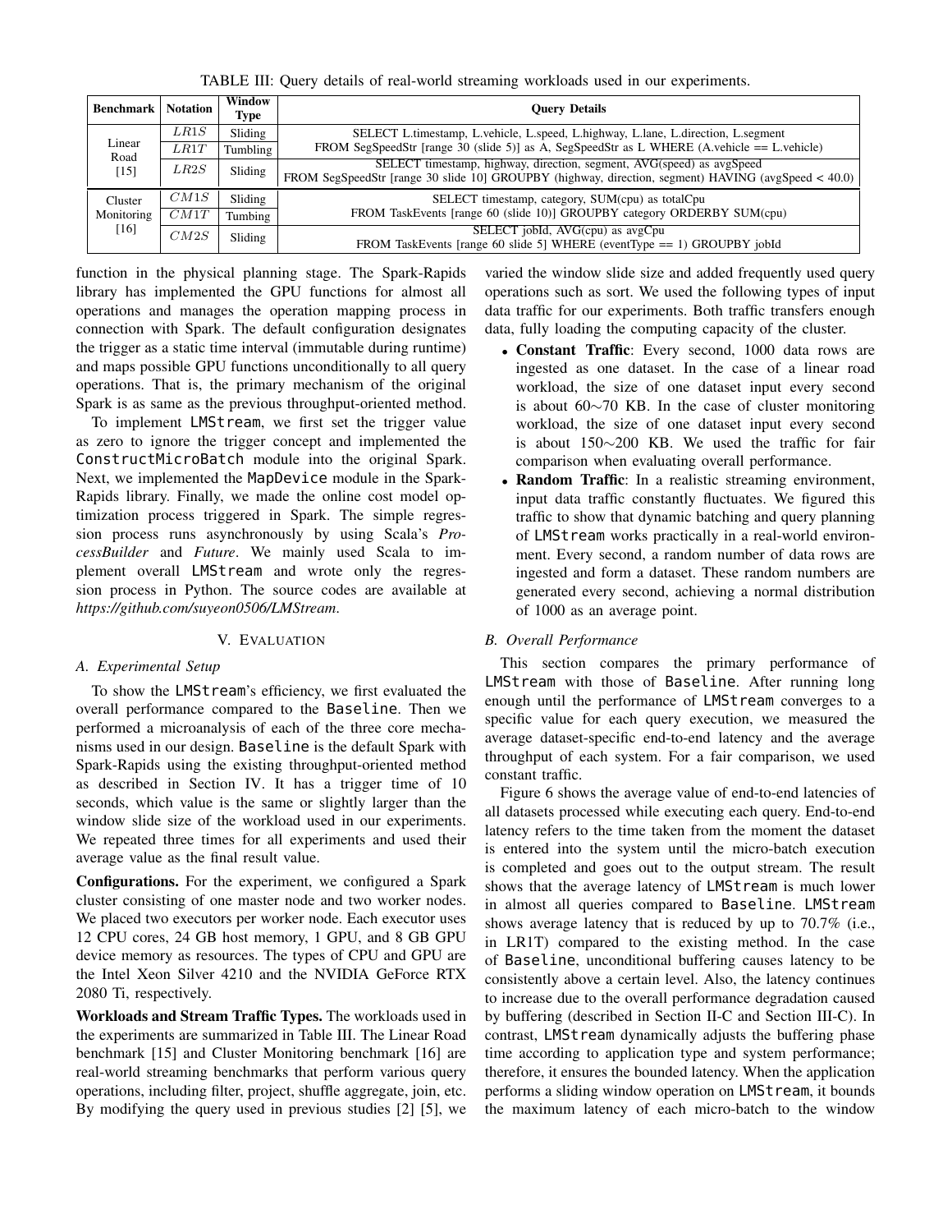TABLE III: Query details of real-world streaming workloads used in our experiments.

| Benchmark | Notation | Window Type | Query Details |
|---|---|---|---|
| Linear Road [15] | $LR1S$ | Sliding | SELECT L.timestamp, L.vehicle, L.speed, L.highway, L.lane, L.direction, L.segment FROM SegSpeedStr [range 30 (slide 5)] as A, SegSpeedStr as L WHERE (A.vehicle == L.vehicle) |
| | $LR1T$ | Tumbling | |
| | $LR2S$ | Sliding | SELECT timestamp, highway, direction, segment, AVG(speed) as avgSpeed FROM SegSpeedStr [range 30 slide 10] GROUPBY (highway, direction, segment) HAVING (avgSpeed < 40.0) |
| Cluster Monitoring [16] | $CM1S$ | Sliding | SELECT timestamp, category, SUM(cpu) as totalCpu FROM TaskEvents [range 60 (slide 10)] GROUPBY category ORDERBY SUM(cpu) |
| | $CM1T$ | Tumbing | |
| | $CM2S$ | Sliding | SELECT jobId, AVG(cpu) as avgCpu FROM TaskEvents [range 60 slide 5] WHERE (eventType == 1) GROUPBY jobId |

function in the physical planning stage. The Spark-Rapids library has implemented the GPU functions for almost all operations and manages the operation mapping process in connection with Spark. The default configuration designates the trigger as a static time interval (immutable during runtime) and maps possible GPU functions unconditionally to all query operations. That is, the primary mechanism of the original Spark is as same as the previous throughput-oriented method.

To implement LMStream, we first set the trigger value as zero to ignore the trigger concept and implemented the ConstructMicroBatch module into the original Spark. Next, we implemented the MapDevice module in the Spark-Rapids library. Finally, we made the online cost model optimization process triggered in Spark. The simple regression process runs asynchronously by using Scala's *ProcessBuilder* and *Future*. We mainly used Scala to implement overall LMStream and wrote only the regression process in Python. The source codes are available at *https://github.com/suyeon0506/LMStream*.

## V. Evaluation

### A. Experimental Setup

To show the LMStream's efficiency, we first evaluated the overall performance compared to the Baseline. Then we performed a microanalysis of each of the three core mechanisms used in our design. Baseline is the default Spark with Spark-Rapids using the existing throughput-oriented method as described in Section IV. It has a trigger time of 10 seconds, which value is the same or slightly larger than the window slide size of the workload used in our experiments. We repeated three times for all experiments and used their average value as the final result value.

**Configurations.** For the experiment, we configured a Spark cluster consisting of one master node and two worker nodes. We placed two executors per worker node. Each executor uses 12 CPU cores, 24 GB host memory, 1 GPU, and 8 GB GPU device memory as resources. The types of CPU and GPU are the Intel Xeon Silver 4210 and the NVIDIA GeForce RTX 2080 Ti, respectively.

**Workloads and Stream Traffic Types.** The workloads used in the experiments are summarized in Table III. The Linear Road benchmark [15] and Cluster Monitoring benchmark [16] are real-world streaming benchmarks that perform various query operations, including filter, project, shuffle aggregate, join, etc. By modifying the query used in previous studies [2] [5], we varied the window slide size and added frequently used query operations such as sort. We used the following types of input data traffic for our experiments. Both traffic transfers enough data, fully loading the computing capacity of the cluster.

- **Constant Traffic**: Every second, 1000 data rows are ingested as one dataset. In the case of a linear road workload, the size of one dataset input every second is about 60$\sim$70 KB. In the case of cluster monitoring workload, the size of one dataset input every second is about 150$\sim$200 KB. We used the traffic for fair comparison when evaluating overall performance.
- **Random Traffic**: In a realistic streaming environment, input data traffic constantly fluctuates. We figured this traffic to show that dynamic batching and query planning of LMStream works practically in a real-world environment. Every second, a random number of data rows are ingested and form a dataset. These random numbers are generated every second, achieving a normal distribution of 1000 as an average point.

### B. Overall Performance

This section compares the primary performance of LMStream with those of Baseline. After running long enough until the performance of LMStream converges to a specific value for each query execution, we measured the average dataset-specific end-to-end latency and the average throughput of each system. For a fair comparison, we used constant traffic.

Figure 6 shows the average value of end-to-end latencies of all datasets processed while executing each query. End-to-end latency refers to the time taken from the moment the dataset is entered into the system until the micro-batch execution is completed and goes out to the output stream. The result shows that the average latency of LMStream is much lower in almost all queries compared to Baseline. LMStream shows average latency that is reduced by up to 70.7% (i.e., in LR1T) compared to the existing method. In the case of Baseline, unconditional buffering causes latency to be consistently above a certain level. Also, the latency continues to increase due to the overall performance degradation caused by buffering (described in Section II-C and Section III-C). In contrast, LMStream dynamically adjusts the buffering phase time according to application type and system performance; therefore, it ensures the bounded latency. When the application performs a sliding window operation on LMStream, it bounds the maximum latency of each micro-batch to the window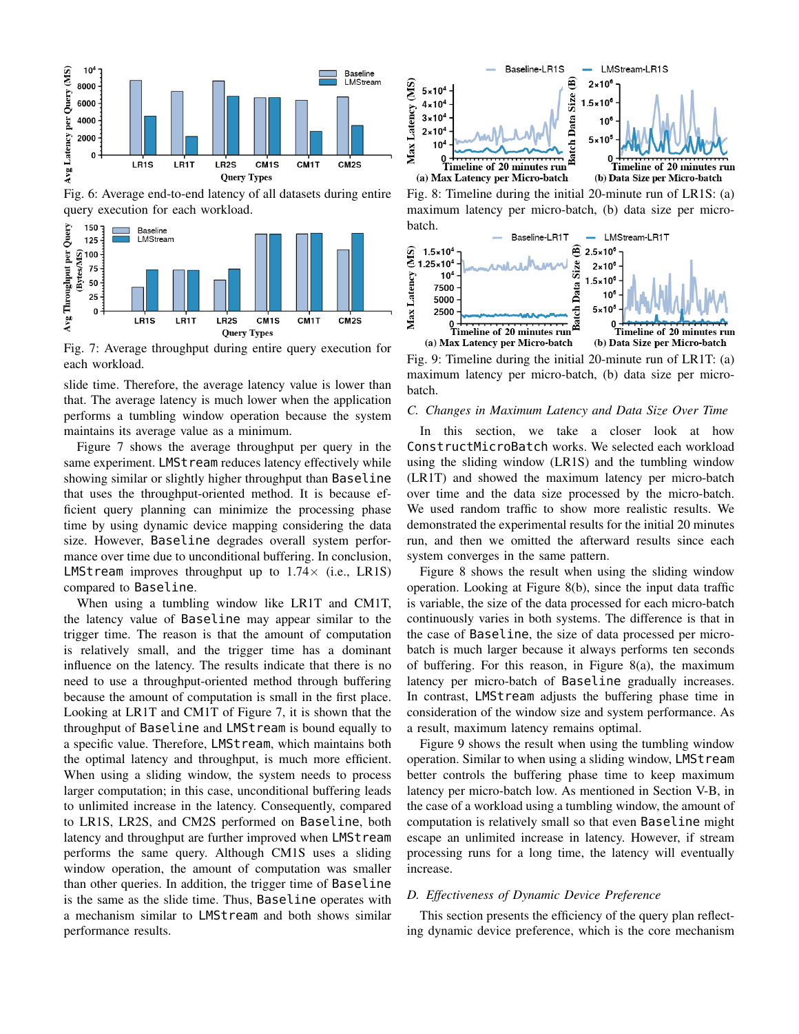Fig. 6: Average end-to-end latency of all datasets during entire query execution for each workload.

Fig. 7: Average throughput during entire query execution for each workload.

slide time. Therefore, the average latency value is lower than that. The average latency is much lower when the application performs a tumbling window operation because the system maintains its average value as a minimum.

Figure 7 shows the average throughput per query in the same experiment. `LMStream` reduces latency effectively while showing similar or slightly higher throughput than `Baseline` that uses the throughput-oriented method. It is because efficient query planning can minimize the processing phase time by using dynamic device mapping considering the data size. However, `Baseline` degrades overall system performance over time due to unconditional buffering. In conclusion, `LMStream` improves throughput up to 1.74× (i.e., LR1S) compared to `Baseline`.

When using a tumbling window like LR1T and CM1T, the latency value of `Baseline` may appear similar to the trigger time. The reason is that the amount of computation is relatively small, and the trigger time has a dominant influence on the latency. The results indicate that there is no need to use a throughput-oriented method through buffering because the amount of computation is small in the first place. Looking at LR1T and CM1T of Figure 7, it is shown that the throughput of `Baseline` and `LMStream` is bound equally to a specific value. Therefore, `LMStream`, which maintains both the optimal latency and throughput, is much more efficient. When using a sliding window, the system needs to process larger computation; in this case, unconditional buffering leads to unlimited increase in the latency. Consequently, compared to LR1S, LR2S, and CM2S performed on `Baseline`, both latency and throughput are further improved when `LMStream` performs the same query. Although CM1S uses a sliding window operation, the amount of computation was smaller than other queries. In addition, the trigger time of `Baseline` is the same as the slide time. Thus, `Baseline` operates with a mechanism similar to `LMStream` and both shows similar performance results.

Fig. 8: Timeline during the initial 20-minute run of LR1S: (a) maximum latency per micro-batch, (b) data size per micro-batch.

Fig. 9: Timeline during the initial 20-minute run of LR1T: (a) maximum latency per micro-batch, (b) data size per micro-batch.

### C. Changes in Maximum Latency and Data Size Over Time

In this section, we take a closer look at how `ConstructMicroBatch` works. We selected each workload using the sliding window (LR1S) and the tumbling window (LR1T) and showed the maximum latency per micro-batch over time and the data size processed by the micro-batch. We used random traffic to show more realistic results. We demonstrated the experimental results for the initial 20 minutes run, and then we omitted the afterward results since each system converges in the same pattern.

Figure 8 shows the result when using the sliding window operation. Looking at Figure 8(b), since the input data traffic is variable, the size of the data processed for each micro-batch continuously varies in both systems. The difference is that in the case of `Baseline`, the size of data processed per micro-batch is much larger because it always performs ten seconds of buffering. For this reason, in Figure 8(a), the maximum latency per micro-batch of `Baseline` gradually increases. In contrast, `LMStream` adjusts the buffering phase time in consideration of the window size and system performance. As a result, maximum latency remains optimal.

Figure 9 shows the result when using the tumbling window operation. Similar to when using a sliding window, `LMStream` better controls the buffering phase time to keep maximum latency per micro-batch low. As mentioned in Section V-B, in the case of a workload using a tumbling window, the amount of computation is relatively small so that even `Baseline` might escape an unlimited increase in latency. However, if stream processing runs for a long time, the latency will eventually increase.

### D. Effectiveness of Dynamic Device Preference

This section presents the efficiency of the query plan reflecting dynamic device preference, which is the core mechanism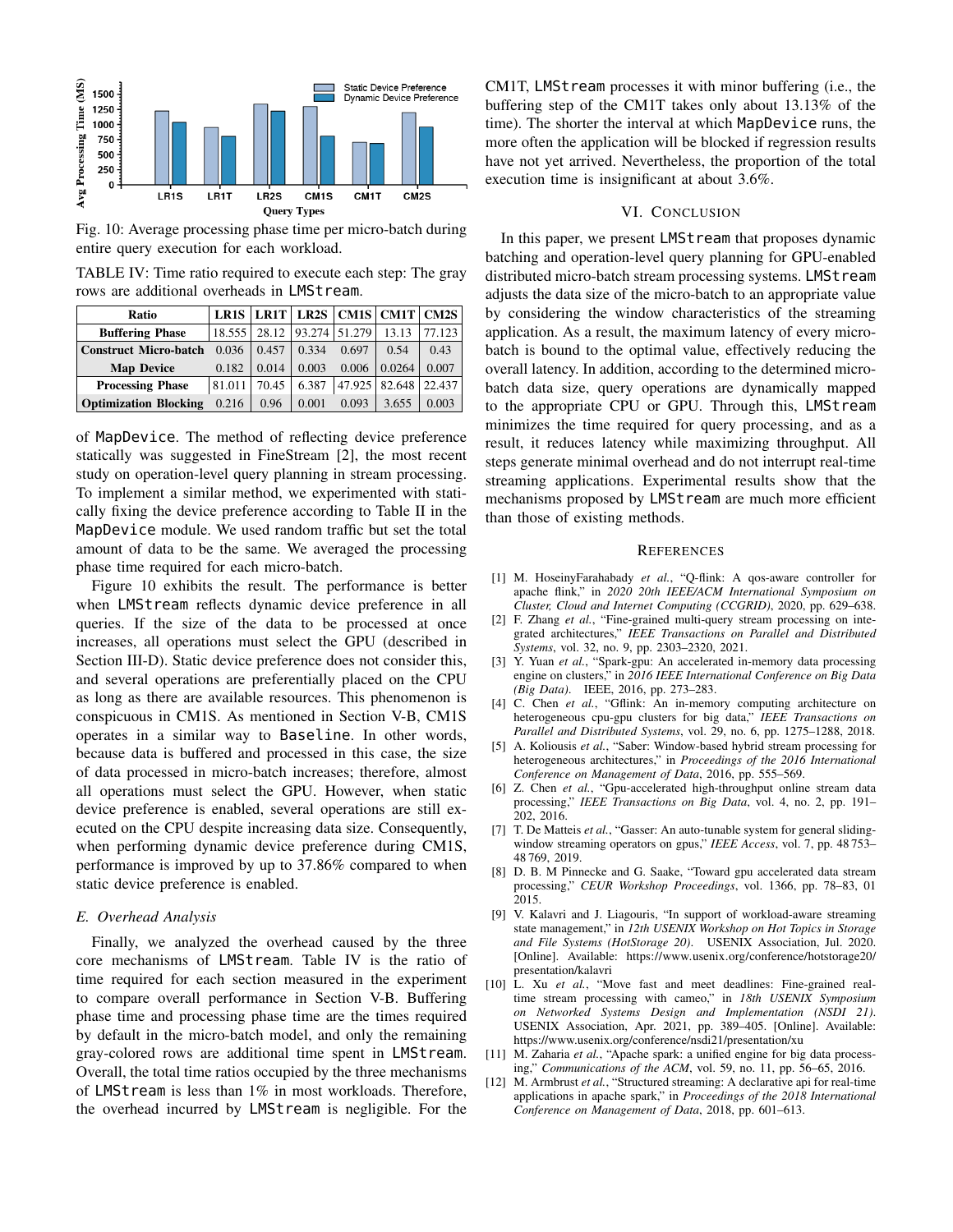Fig. 10: Average processing phase time per micro-batch during entire query execution for each workload.

TABLE IV: Time ratio required to execute each step: The gray rows are additional overheads in LMStream.

| Ratio | LR1S | LR1T | LR2S | CM1S | CM1T | CM2S |
|---|---|---|---|---|---|---|
| Buffering Phase | 18.555 | 28.12 | 93.274 | 51.279 | 13.13 | 77.123 |
| Construct Micro-batch | 0.036 | 0.457 | 0.334 | 0.697 | 0.54 | 0.43 |
| Map Device | 0.182 | 0.014 | 0.003 | 0.006 | 0.0264 | 0.007 |
| Processing Phase | 81.011 | 70.45 | 6.387 | 47.925 | 82.648 | 22.437 |
| Optimization Blocking | 0.216 | 0.96 | 0.001 | 0.093 | 3.655 | 0.003 |

of MapDevice. The method of reflecting device preference statically was suggested in FineStream [2], the most recent study on operation-level query planning in stream processing. To implement a similar method, we experimented with statically fixing the device preference according to Table II in the MapDevice module. We used random traffic but set the total amount of data to be the same. We averaged the processing phase time required for each micro-batch.

Figure 10 exhibits the result. The performance is better when LMStream reflects dynamic device preference in all queries. If the size of the data to be processed at once increases, all operations must select the GPU (described in Section III-D). Static device preference does not consider this, and several operations are preferentially placed on the CPU as long as there are available resources. This phenomenon is conspicuous in CM1S. As mentioned in Section V-B, CM1S operates in a similar way to Baseline. In other words, because data is buffered and processed in this case, the size of data processed in micro-batch increases; therefore, almost all operations must select the GPU. However, when static device preference is enabled, several operations are still executed on the CPU despite increasing data size. Consequently, when performing dynamic device preference during CM1S, performance is improved by up to 37.86% compared to when static device preference is enabled.

### E. Overhead Analysis

Finally, we analyzed the overhead caused by the three core mechanisms of LMStream. Table IV is the ratio of time required for each section measured in the experiment to compare overall performance in Section V-B. Buffering phase time and processing phase time are the times required by default in the micro-batch model, and only the remaining gray-colored rows are additional time spent in LMStream. Overall, the total time ratios occupied by the three mechanisms of LMStream is less than 1% in most workloads. Therefore, the overhead incurred by LMStream is negligible. For the CM1T, LMStream processes it with minor buffering (i.e., the buffering step of the CM1T takes only about 13.13% of the time). The shorter the interval at which MapDevice runs, the more often the application will be blocked if regression results have not yet arrived. Nevertheless, the proportion of the total execution time is insignificant at about 3.6%.

## VI. Conclusion

In this paper, we present LMStream that proposes dynamic batching and operation-level query planning for GPU-enabled distributed micro-batch stream processing systems. LMStream adjusts the data size of the micro-batch to an appropriate value by considering the window characteristics of the streaming application. As a result, the maximum latency of every micro-batch is bound to the optimal value, effectively reducing the overall latency. In addition, according to the determined micro-batch data size, query operations are dynamically mapped to the appropriate CPU or GPU. Through this, LMStream minimizes the time required for query processing, and as a result, it reduces latency while maximizing throughput. All steps generate minimal overhead and do not interrupt real-time streaming applications. Experimental results show that the mechanisms proposed by LMStream are much more efficient than those of existing methods.

## References

[1] M. HoseinyFarahabady *et al.*, "Q-flink: A qos-aware controller for apache flink," in *2020 20th IEEE/ACM International Symposium on Cluster, Cloud and Internet Computing (CCGRID)*, 2020, pp. 629–638.

[2] F. Zhang *et al.*, "Fine-grained multi-query stream processing on integrated architectures," *IEEE Transactions on Parallel and Distributed Systems*, vol. 32, no. 9, pp. 2303–2320, 2021.

[3] Y. Yuan *et al.*, "Spark-gpu: An accelerated in-memory data processing engine on clusters," in *2016 IEEE International Conference on Big Data (Big Data)*. IEEE, 2016, pp. 273–283.

[4] C. Chen *et al.*, "Gflink: An in-memory computing architecture on heterogeneous cpu-gpu clusters for big data," *IEEE Transactions on Parallel and Distributed Systems*, vol. 29, no. 6, pp. 1275–1288, 2018.

[5] A. Koliousis *et al.*, "Saber: Window-based hybrid stream processing for heterogeneous architectures," in *Proceedings of the 2016 International Conference on Management of Data*, 2016, pp. 555–569.

[6] Z. Chen *et al.*, "Gpu-accelerated high-throughput online stream data processing," *IEEE Transactions on Big Data*, vol. 4, no. 2, pp. 191–202, 2016.

[7] T. De Matteis *et al.*, "Gasser: An auto-tunable system for general sliding-window streaming operators on gpus," *IEEE Access*, vol. 7, pp. 48 753–48 769, 2019.

[8] D. B. M Pinnecke and G. Saake, "Toward gpu accelerated data stream processing," *CEUR Workshop Proceedings*, vol. 1366, pp. 78–83, 01 2015.

[9] V. Kalavri and J. Liagouris, "In support of workload-aware streaming state management," in *12th USENIX Workshop on Hot Topics in Storage and File Systems (HotStorage 20)*. USENIX Association, Jul. 2020. [Online]. Available: https://www.usenix.org/conference/hotstorage20/presentation/kalavri

[10] L. Xu *et al.*, "Move fast and meet deadlines: Fine-grained real-time stream processing with cameo," in *18th USENIX Symposium on Networked Systems Design and Implementation (NSDI 21)*. USENIX Association, Apr. 2021, pp. 389–405. [Online]. Available: https://www.usenix.org/conference/nsdi21/presentation/xu

[11] M. Zaharia *et al.*, "Apache spark: a unified engine for big data processing," *Communications of the ACM*, vol. 59, no. 11, pp. 56–65, 2016.

[12] M. Armbrust *et al.*, "Structured streaming: A declarative api for real-time applications in apache spark," in *Proceedings of the 2018 International Conference on Management of Data*, 2018, pp. 601–613.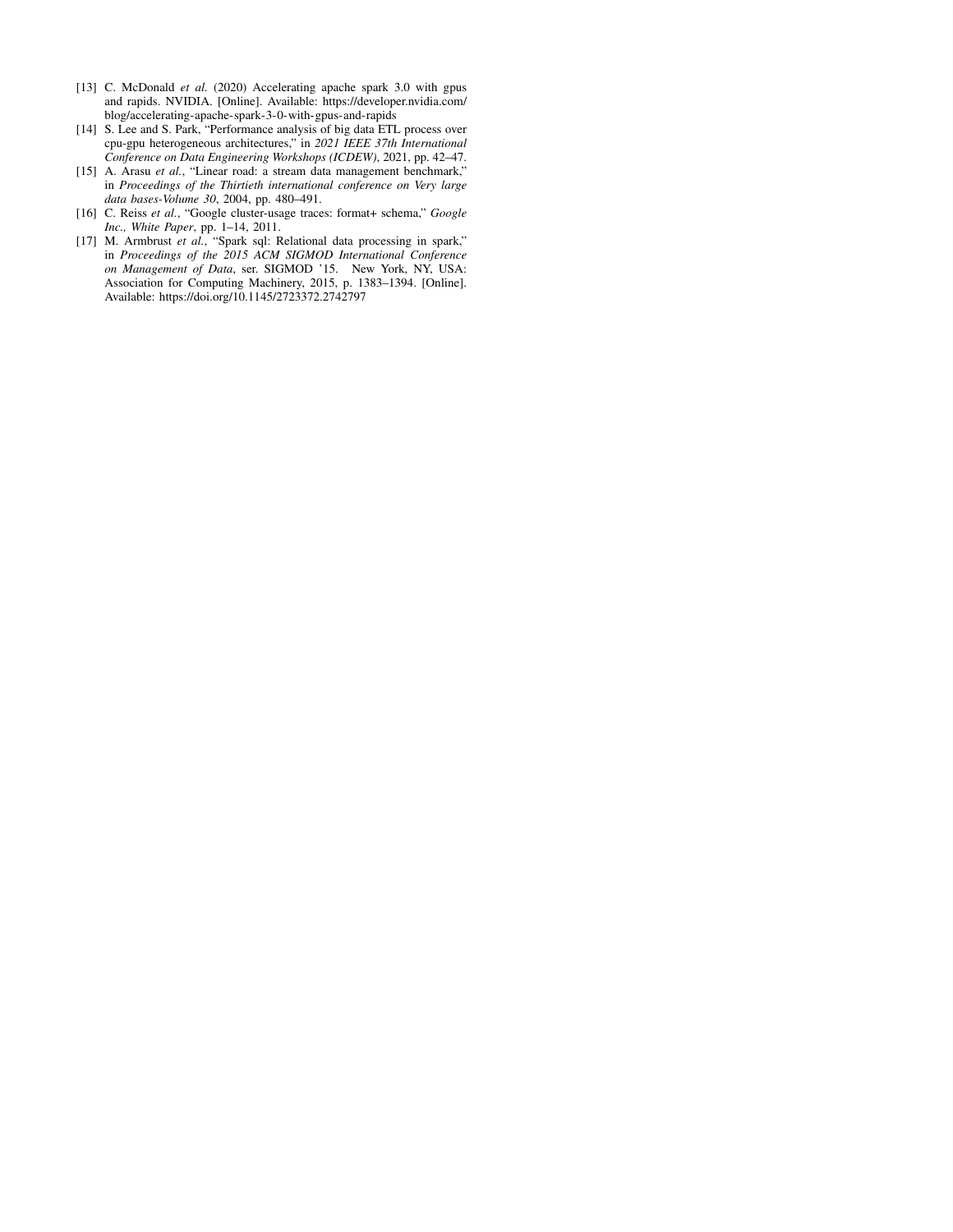[13] C. McDonald *et al.* (2020) Accelerating apache spark 3.0 with gpus and rapids. NVIDIA. [Online]. Available: https://developer.nvidia.com/blog/accelerating-apache-spark-3-0-with-gpus-and-rapids

[14] S. Lee and S. Park, "Performance analysis of big data ETL process over cpu-gpu heterogeneous architectures," in *2021 IEEE 37th International Conference on Data Engineering Workshops (ICDEW)*, 2021, pp. 42–47.

[15] A. Arasu *et al.*, "Linear road: a stream data management benchmark," in *Proceedings of the Thirtieth international conference on Very large data bases-Volume 30*, 2004, pp. 480–491.

[16] C. Reiss *et al.*, "Google cluster-usage traces: format+ schema," *Google Inc., White Paper*, pp. 1–14, 2011.

[17] M. Armbrust *et al.*, "Spark sql: Relational data processing in spark," in *Proceedings of the 2015 ACM SIGMOD International Conference on Management of Data*, ser. SIGMOD '15. New York, NY, USA: Association for Computing Machinery, 2015, p. 1383–1394. [Online]. Available: https://doi.org/10.1145/2723372.2742797